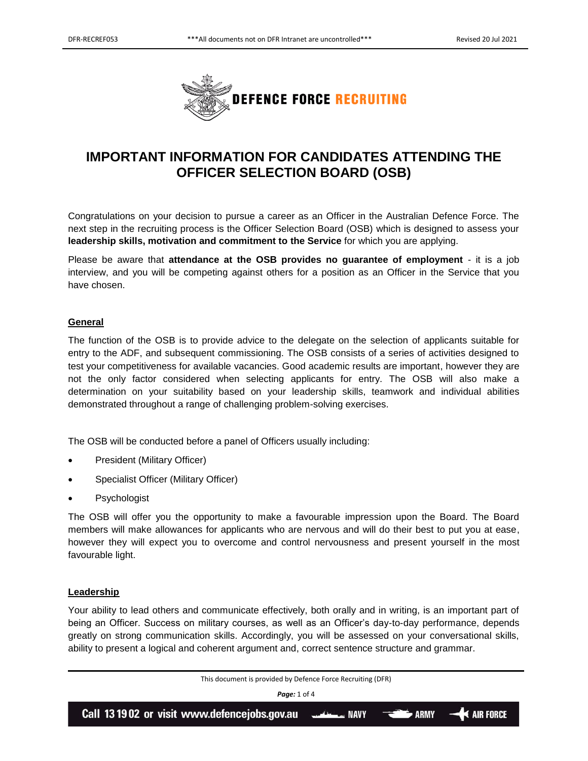# IMPORTANT INFORMATION FOR CANDIDATES ATTENDING THE OFFICER SELECTION BOARD (OSB)

Congratulations on your decision to pursue a career as an Officer in the Australian Defence Force. The next step in the recruiting process is the Officer Selection Board (OSB) which is designed to assess your **leadership skills, motivation and commitment to the Service** for which you are applying.

Please be aware that **attendance at the OSB provides no guarantee of employment** - it is a job interview, and you will be competing against others for a position as an Officer in the Service that you have chosen.

## General

The function of the OSB is to provide advice to the delegate on the selection of applicants suitable for entry to the ADF, and subsequent commissioning. The OSB consists of a series of activities designed to test your competitiveness for available vacancies. Good academic results are important, however they are not the only factor considered when selecting applicants for entry. The OSB will also make a determination on your suitability based on your leadership skills, teamwork and individual abilities demonstrated throughout a range of challenging problem-solving exercises.

The OSB will be conducted before a panel of Officers usually including:

- President (Military Officer)
- Specialist Officer (Military Officer)
- Psychologist

The OSB will offer you the opportunity to make a favourable impression upon the Board. The Board members will make allowances for applicants who are nervous and will do their best to put you at ease, however they will expect you to overcome and control nervousness and present yourself in the most favourable light.

## Leadership

Your ability to lead others and communicate effectively, both orally and in writing, is an important part of being an Officer. Success on military courses, as well as an Officer's day-to-day performance, depends greatly on strong communication skills. Accordingly, you will be assessed on your conversational skills, ability to present a logical and coherent argument and, correct sentence structure and grammar.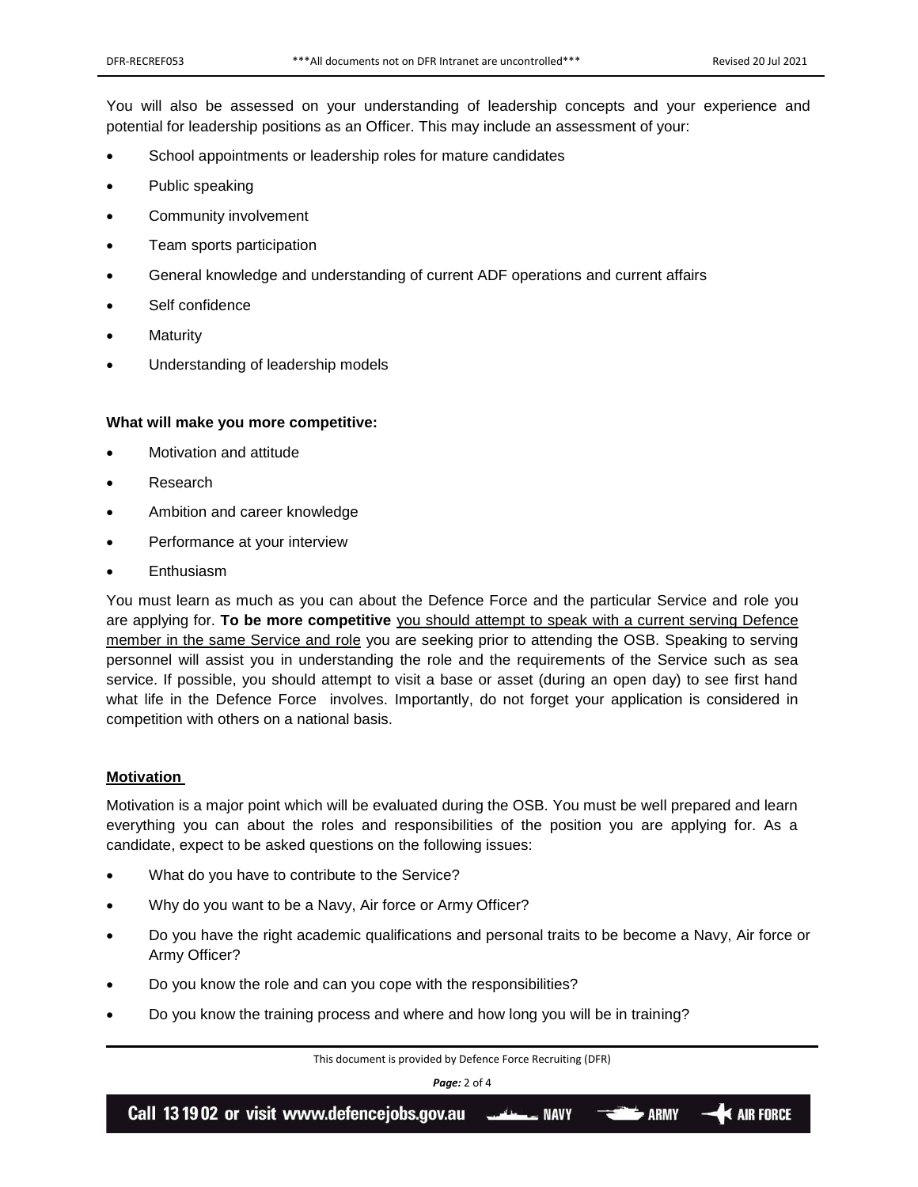You will also be assessed on your understanding of leadership concepts and your experience and potential for leadership positions as an Officer. This may include an assessment of your:

- School appointments or leadership roles for mature candidates
- Public speaking
- Community involvement
- Team sports participation
- General knowledge and understanding of current ADF operations and current affairs
- Self confidence
- Maturity
- Understanding of leadership models

**What will make you more competitive:**

- Motivation and attitude
- Research
- Ambition and career knowledge
- Performance at your interview
- Enthusiasm

You must learn as much as you can about the Defence Force and the particular Service and role you are applying for. **To be more competitive** <u>you should attempt to speak with a current serving Defence member in the same Service and role</u> you are seeking prior to attending the OSB. Speaking to serving personnel will assist you in understanding the role and the requirements of the Service such as sea service. If possible, you should attempt to visit a base or asset (during an open day) to see first hand what life in the Defence Force involves. Importantly, do not forget your application is considered in competition with others on a national basis.

**<u>Motivation</u>**

Motivation is a major point which will be evaluated during the OSB. You must be well prepared and learn everything you can about the roles and responsibilities of the position you are applying for. As a candidate, expect to be asked questions on the following issues:

- What do you have to contribute to the Service?
- Why do you want to be a Navy, Air force or Army Officer?
- Do you have the right academic qualifications and personal traits to be become a Navy, Air force or Army Officer?
- Do you know the role and can you cope with the responsibilities?
- Do you know the training process and where and how long you will be in training?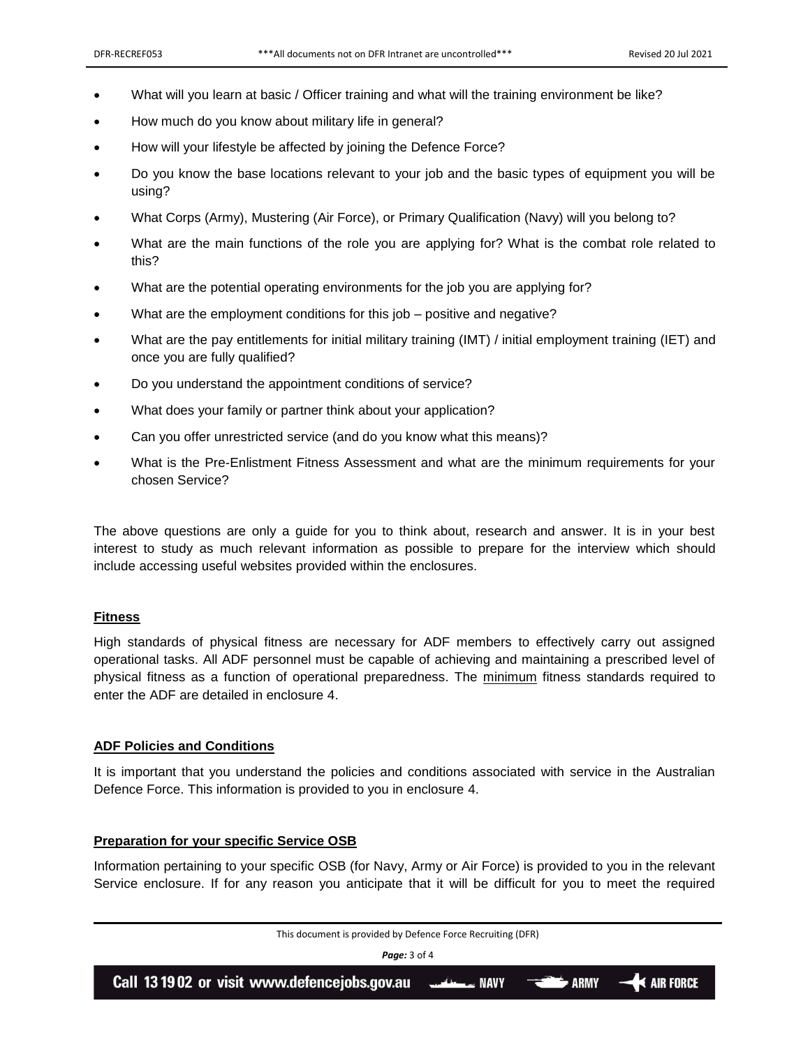- What will you learn at basic / Officer training and what will the training environment be like?
- How much do you know about military life in general?
- How will your lifestyle be affected by joining the Defence Force?
- Do you know the base locations relevant to your job and the basic types of equipment you will be using?
- What Corps (Army), Mustering (Air Force), or Primary Qualification (Navy) will you belong to?
- What are the main functions of the role you are applying for? What is the combat role related to this?
- What are the potential operating environments for the job you are applying for?
- What are the employment conditions for this job – positive and negative?
- What are the pay entitlements for initial military training (IMT) / initial employment training (IET) and once you are fully qualified?
- Do you understand the appointment conditions of service?
- What does your family or partner think about your application?
- Can you offer unrestricted service (and do you know what this means)?
- What is the Pre-Enlistment Fitness Assessment and what are the minimum requirements for your chosen Service?

The above questions are only a guide for you to think about, research and answer. It is in your best interest to study as much relevant information as possible to prepare for the interview which should include accessing useful websites provided within the enclosures.

## Fitness

High standards of physical fitness are necessary for ADF members to effectively carry out assigned operational tasks. All ADF personnel must be capable of achieving and maintaining a prescribed level of physical fitness as a function of operational preparedness. The minimum fitness standards required to enter the ADF are detailed in enclosure 4.

## ADF Policies and Conditions

It is important that you understand the policies and conditions associated with service in the Australian Defence Force. This information is provided to you in enclosure 4.

## Preparation for your specific Service OSB

Information pertaining to your specific OSB (for Navy, Army or Air Force) is provided to you in the relevant Service enclosure. If for any reason you anticipate that it will be difficult for you to meet the required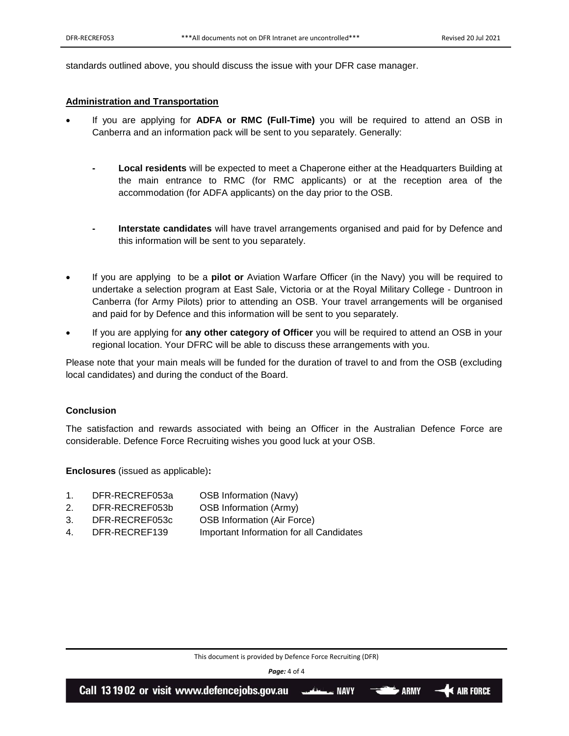standards outlined above, you should discuss the issue with your DFR case manager.

## Administration and Transportation

- If you are applying for **ADFA or RMC (Full-Time)** you will be required to attend an OSB in Canberra and an information pack will be sent to you separately. Generally:

  - **Local residents** will be expected to meet a Chaperone either at the Headquarters Building at the main entrance to RMC (for RMC applicants) or at the reception area of the accommodation (for ADFA applicants) on the day prior to the OSB.

  - **Interstate candidates** will have travel arrangements organised and paid for by Defence and this information will be sent to you separately.

- If you are applying to be a **pilot or** Aviation Warfare Officer (in the Navy) you will be required to undertake a selection program at East Sale, Victoria or at the Royal Military College - Duntroon in Canberra (for Army Pilots) prior to attending an OSB. Your travel arrangements will be organised and paid for by Defence and this information will be sent to you separately.

- If you are applying for **any other category of Officer** you will be required to attend an OSB in your regional location. Your DFRC will be able to discuss these arrangements with you.

Please note that your main meals will be funded for the duration of travel to and from the OSB (excluding local candidates) and during the conduct of the Board.

### Conclusion

The satisfaction and rewards associated with being an Officer in the Australian Defence Force are considerable. Defence Force Recruiting wishes you good luck at your OSB.

**Enclosures** (issued as applicable)**:**

1. DFR-RECREF053a — OSB Information (Navy)
2. DFR-RECREF053b — OSB Information (Army)
3. DFR-RECREF053c — OSB Information (Air Force)
4. DFR-RECREF139 — Important Information for all Candidates